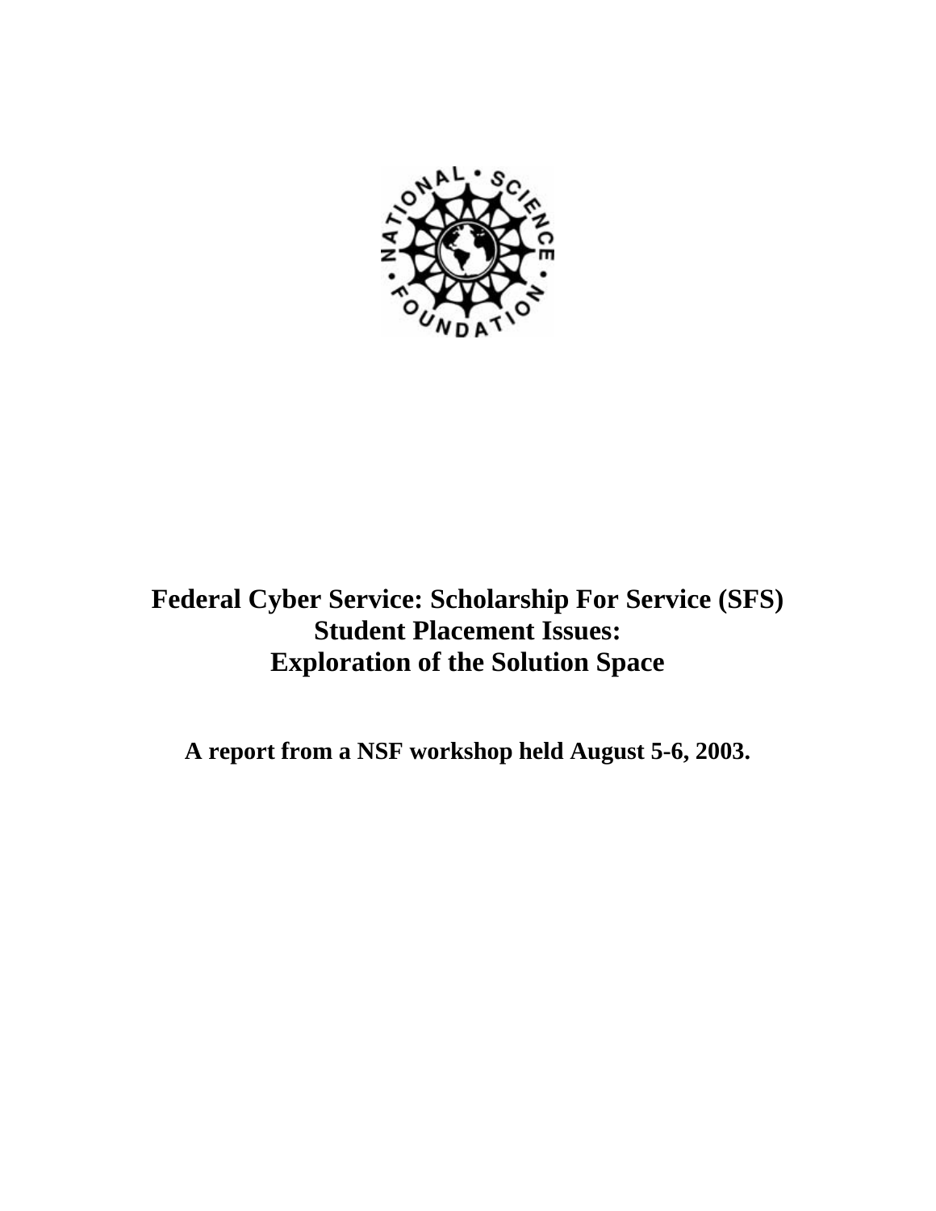# Federal Cyber Service: Scholarship For Service (SFS) Student Placement Issues: Exploration of the Solution Space

**A report from a NSF workshop held August 5-6, 2003.**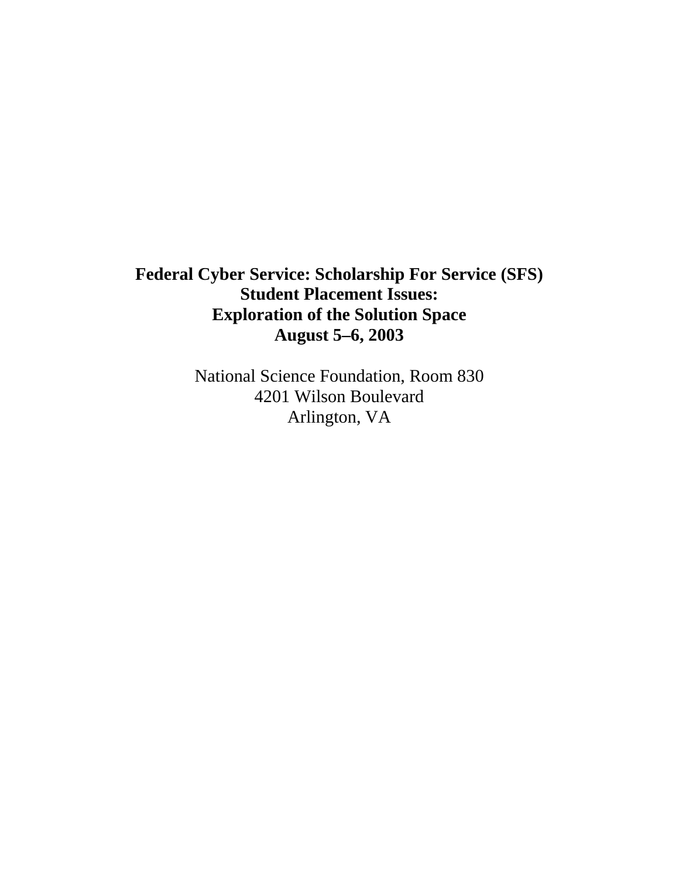# Federal Cyber Service: Scholarship For Service (SFS) Student Placement Issues: Exploration of the Solution Space August 5–6, 2003

National Science Foundation, Room 830
4201 Wilson Boulevard
Arlington, VA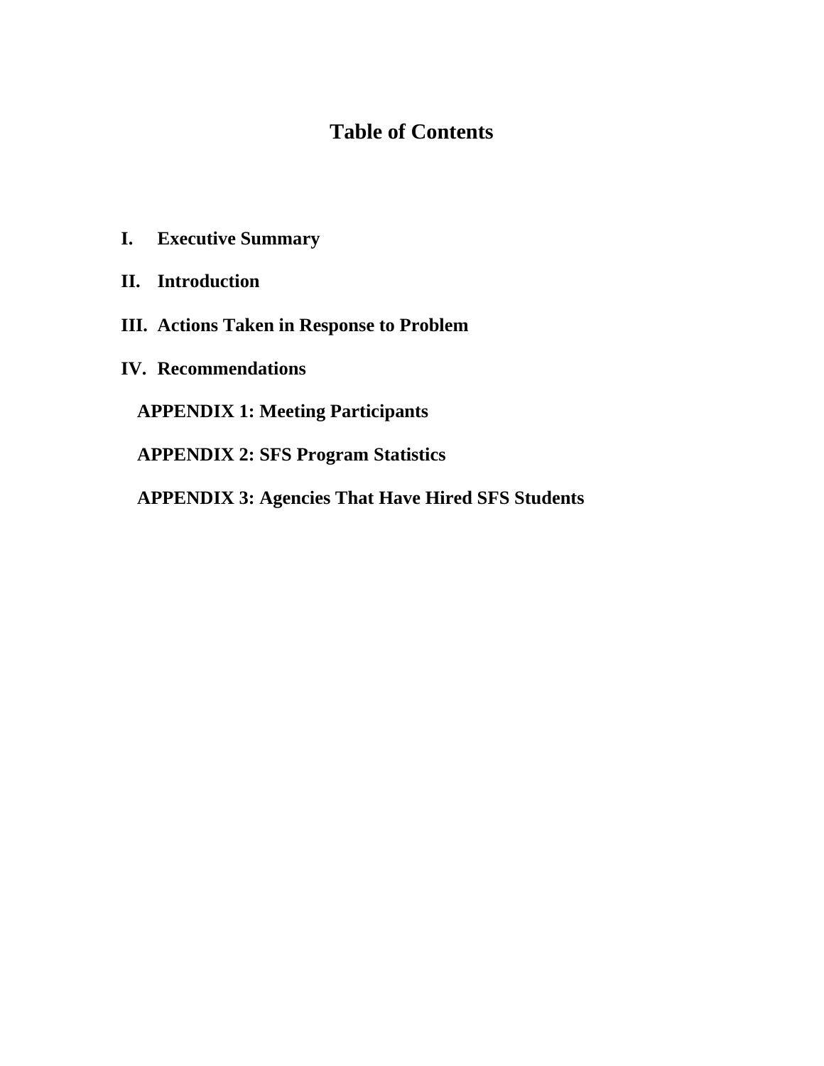# Table of Contents

**I. Executive Summary**

**II. Introduction**

**III. Actions Taken in Response to Problem**

**IV. Recommendations**

**APPENDIX 1: Meeting Participants**

**APPENDIX 2: SFS Program Statistics**

**APPENDIX 3: Agencies That Have Hired SFS Students**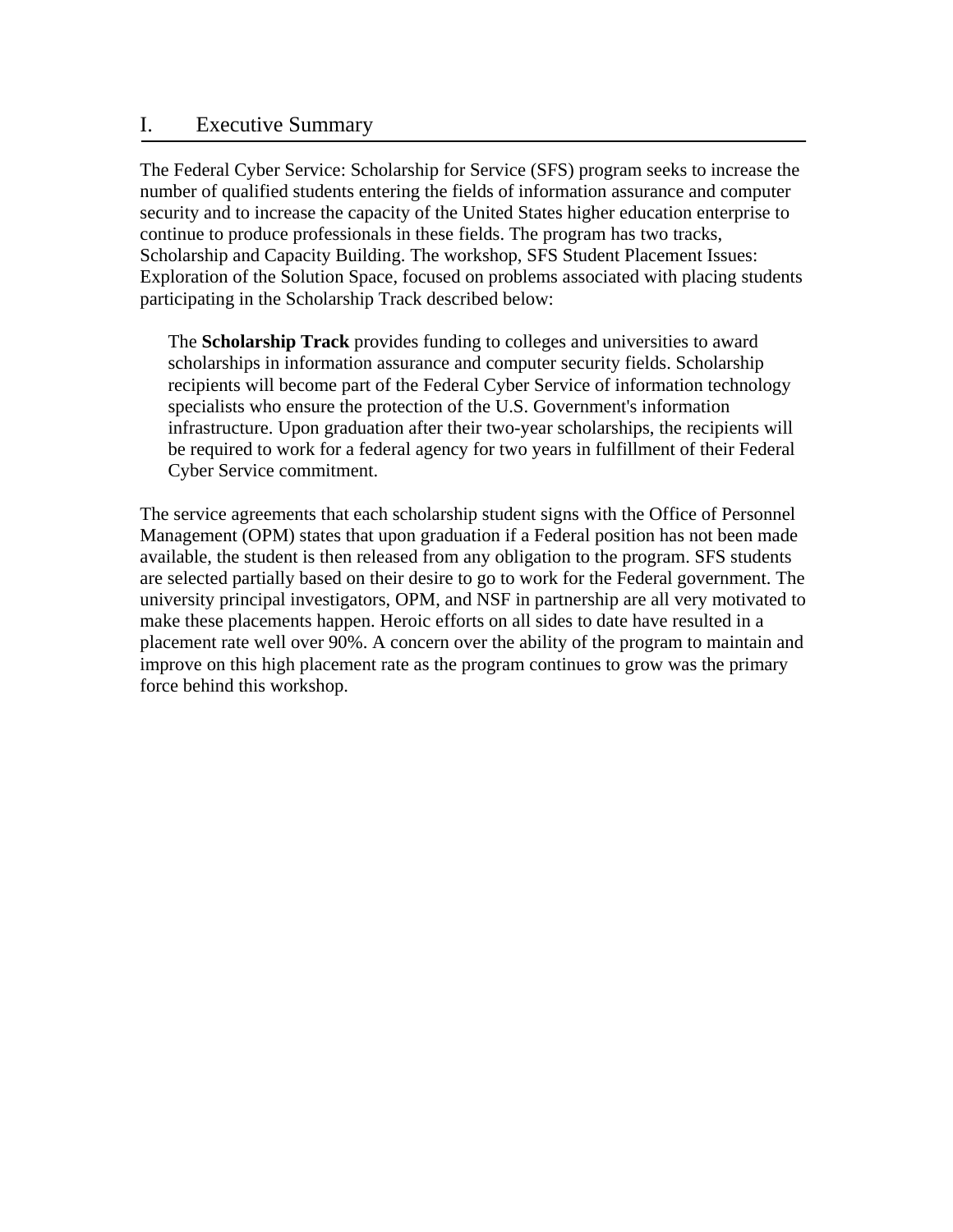# I. Executive Summary

The Federal Cyber Service: Scholarship for Service (SFS) program seeks to increase the number of qualified students entering the fields of information assurance and computer security and to increase the capacity of the United States higher education enterprise to continue to produce professionals in these fields. The program has two tracks, Scholarship and Capacity Building. The workshop, SFS Student Placement Issues: Exploration of the Solution Space, focused on problems associated with placing students participating in the Scholarship Track described below:

> The **Scholarship Track** provides funding to colleges and universities to award scholarships in information assurance and computer security fields. Scholarship recipients will become part of the Federal Cyber Service of information technology specialists who ensure the protection of the U.S. Government's information infrastructure. Upon graduation after their two-year scholarships, the recipients will be required to work for a federal agency for two years in fulfillment of their Federal Cyber Service commitment.

The service agreements that each scholarship student signs with the Office of Personnel Management (OPM) states that upon graduation if a Federal position has not been made available, the student is then released from any obligation to the program. SFS students are selected partially based on their desire to go to work for the Federal government. The university principal investigators, OPM, and NSF in partnership are all very motivated to make these placements happen. Heroic efforts on all sides to date have resulted in a placement rate well over 90%. A concern over the ability of the program to maintain and improve on this high placement rate as the program continues to grow was the primary force behind this workshop.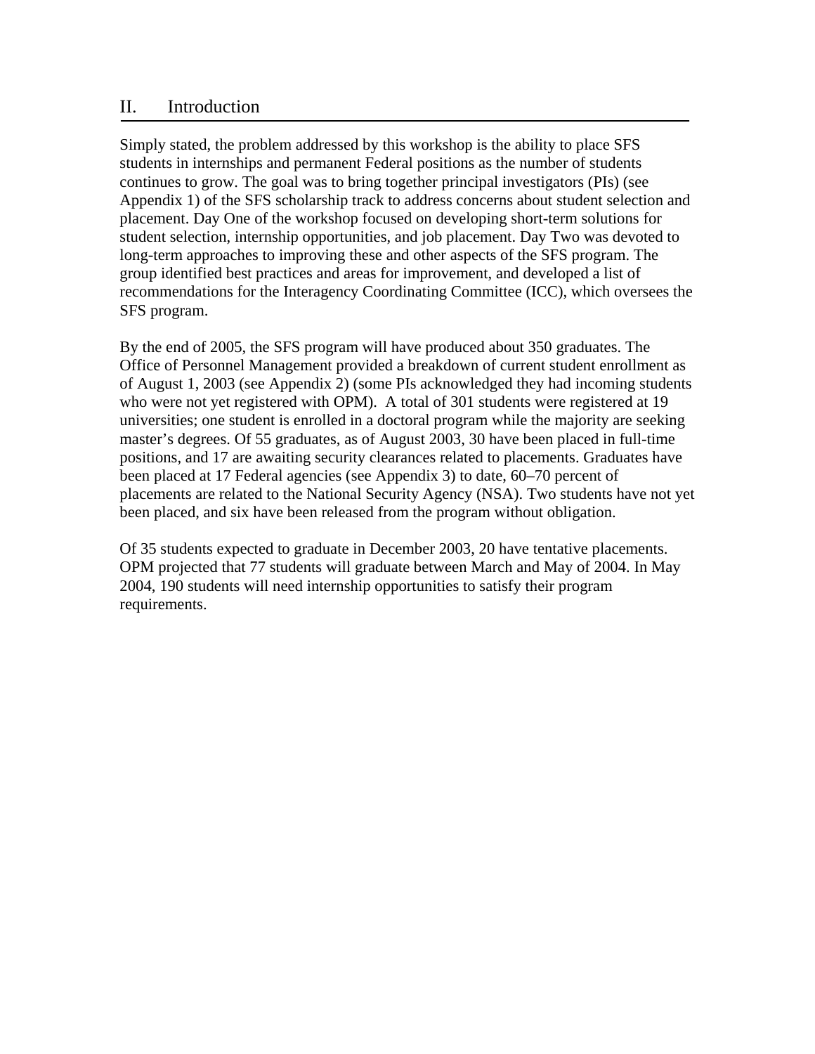## II. Introduction

Simply stated, the problem addressed by this workshop is the ability to place SFS students in internships and permanent Federal positions as the number of students continues to grow. The goal was to bring together principal investigators (PIs) (see Appendix 1) of the SFS scholarship track to address concerns about student selection and placement. Day One of the workshop focused on developing short-term solutions for student selection, internship opportunities, and job placement. Day Two was devoted to long-term approaches to improving these and other aspects of the SFS program. The group identified best practices and areas for improvement, and developed a list of recommendations for the Interagency Coordinating Committee (ICC), which oversees the SFS program.

By the end of 2005, the SFS program will have produced about 350 graduates. The Office of Personnel Management provided a breakdown of current student enrollment as of August 1, 2003 (see Appendix 2) (some PIs acknowledged they had incoming students who were not yet registered with OPM). A total of 301 students were registered at 19 universities; one student is enrolled in a doctoral program while the majority are seeking master's degrees. Of 55 graduates, as of August 2003, 30 have been placed in full-time positions, and 17 are awaiting security clearances related to placements. Graduates have been placed at 17 Federal agencies (see Appendix 3) to date, 60–70 percent of placements are related to the National Security Agency (NSA). Two students have not yet been placed, and six have been released from the program without obligation.

Of 35 students expected to graduate in December 2003, 20 have tentative placements. OPM projected that 77 students will graduate between March and May of 2004. In May 2004, 190 students will need internship opportunities to satisfy their program requirements.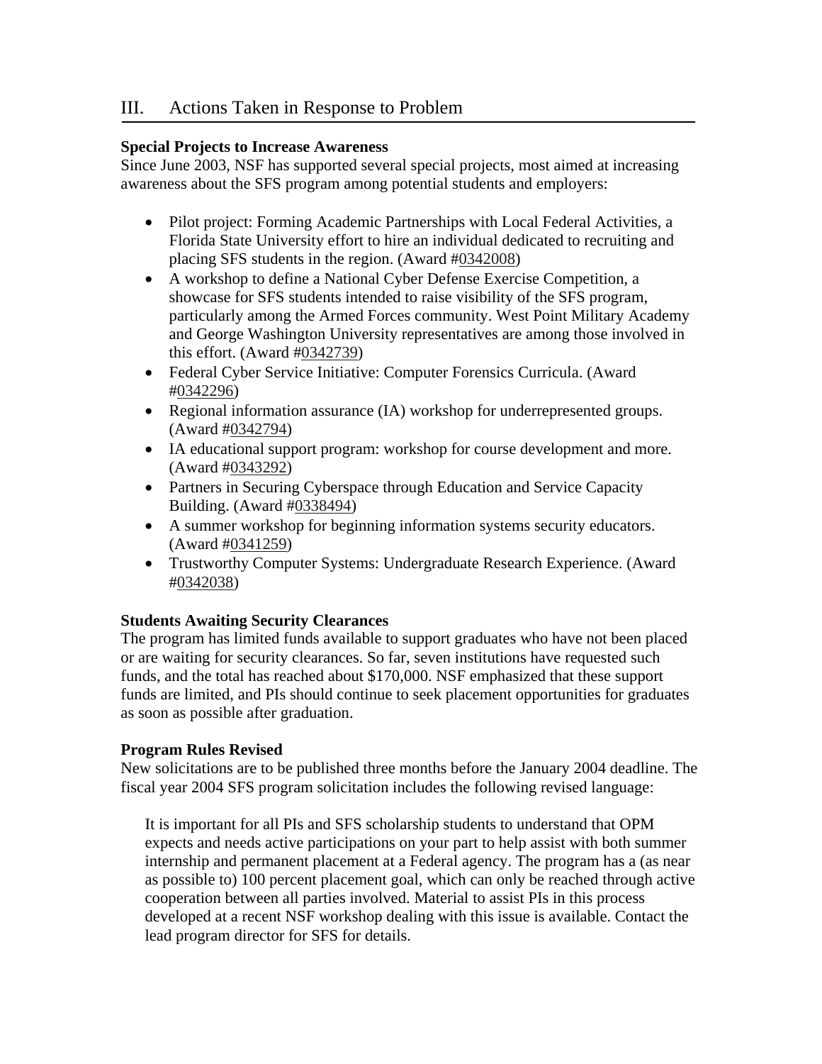## III. Actions Taken in Response to Problem

**Special Projects to Increase Awareness**

Since June 2003, NSF has supported several special projects, most aimed at increasing awareness about the SFS program among potential students and employers:

- Pilot project: Forming Academic Partnerships with Local Federal Activities, a Florida State University effort to hire an individual dedicated to recruiting and placing SFS students in the region. (Award #0342008)
- A workshop to define a National Cyber Defense Exercise Competition, a showcase for SFS students intended to raise visibility of the SFS program, particularly among the Armed Forces community. West Point Military Academy and George Washington University representatives are among those involved in this effort. (Award #0342739)
- Federal Cyber Service Initiative: Computer Forensics Curricula. (Award #0342296)
- Regional information assurance (IA) workshop for underrepresented groups. (Award #0342794)
- IA educational support program: workshop for course development and more. (Award #0343292)
- Partners in Securing Cyberspace through Education and Service Capacity Building. (Award #0338494)
- A summer workshop for beginning information systems security educators. (Award #0341259)
- Trustworthy Computer Systems: Undergraduate Research Experience. (Award #0342038)

**Students Awaiting Security Clearances**

The program has limited funds available to support graduates who have not been placed or are waiting for security clearances. So far, seven institutions have requested such funds, and the total has reached about $170,000. NSF emphasized that these support funds are limited, and PIs should continue to seek placement opportunities for graduates as soon as possible after graduation.

**Program Rules Revised**

New solicitations are to be published three months before the January 2004 deadline. The fiscal year 2004 SFS program solicitation includes the following revised language:

> It is important for all PIs and SFS scholarship students to understand that OPM expects and needs active participations on your part to help assist with both summer internship and permanent placement at a Federal agency. The program has a (as near as possible to) 100 percent placement goal, which can only be reached through active cooperation between all parties involved. Material to assist PIs in this process developed at a recent NSF workshop dealing with this issue is available. Contact the lead program director for SFS for details.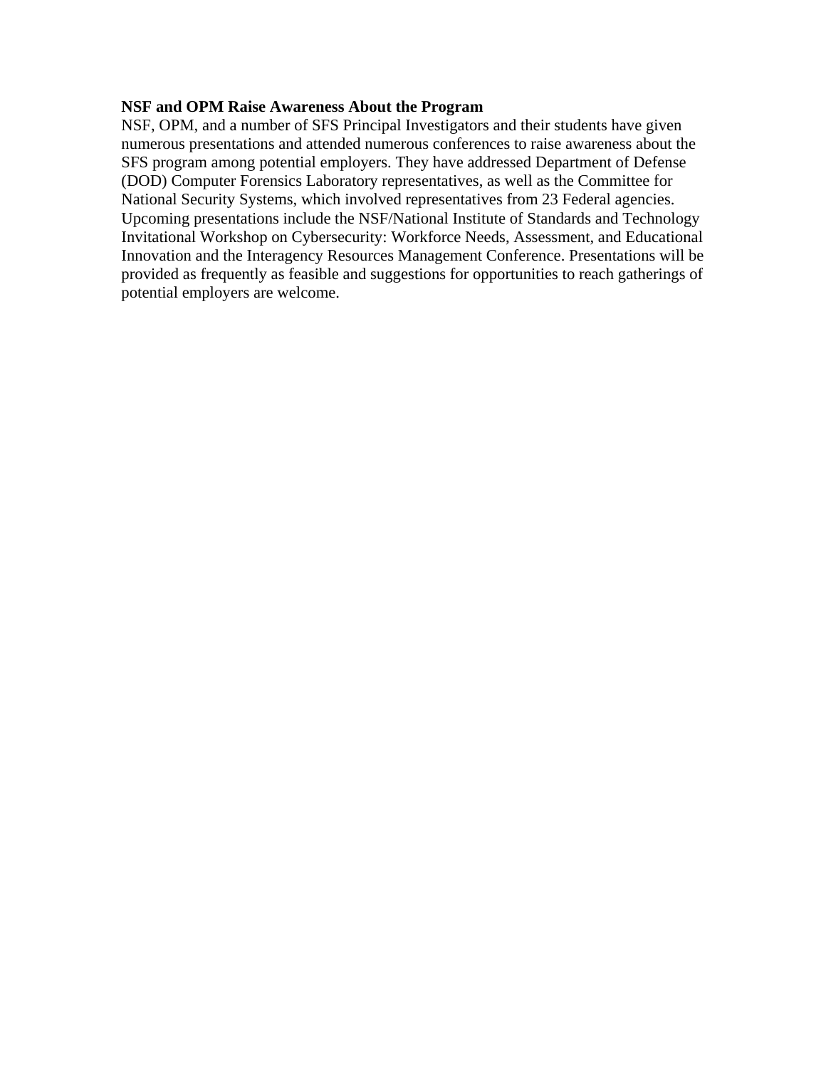**NSF and OPM Raise Awareness About the Program**

NSF, OPM, and a number of SFS Principal Investigators and their students have given numerous presentations and attended numerous conferences to raise awareness about the SFS program among potential employers. They have addressed Department of Defense (DOD) Computer Forensics Laboratory representatives, as well as the Committee for National Security Systems, which involved representatives from 23 Federal agencies. Upcoming presentations include the NSF/National Institute of Standards and Technology Invitational Workshop on Cybersecurity: Workforce Needs, Assessment, and Educational Innovation and the Interagency Resources Management Conference. Presentations will be provided as frequently as feasible and suggestions for opportunities to reach gatherings of potential employers are welcome.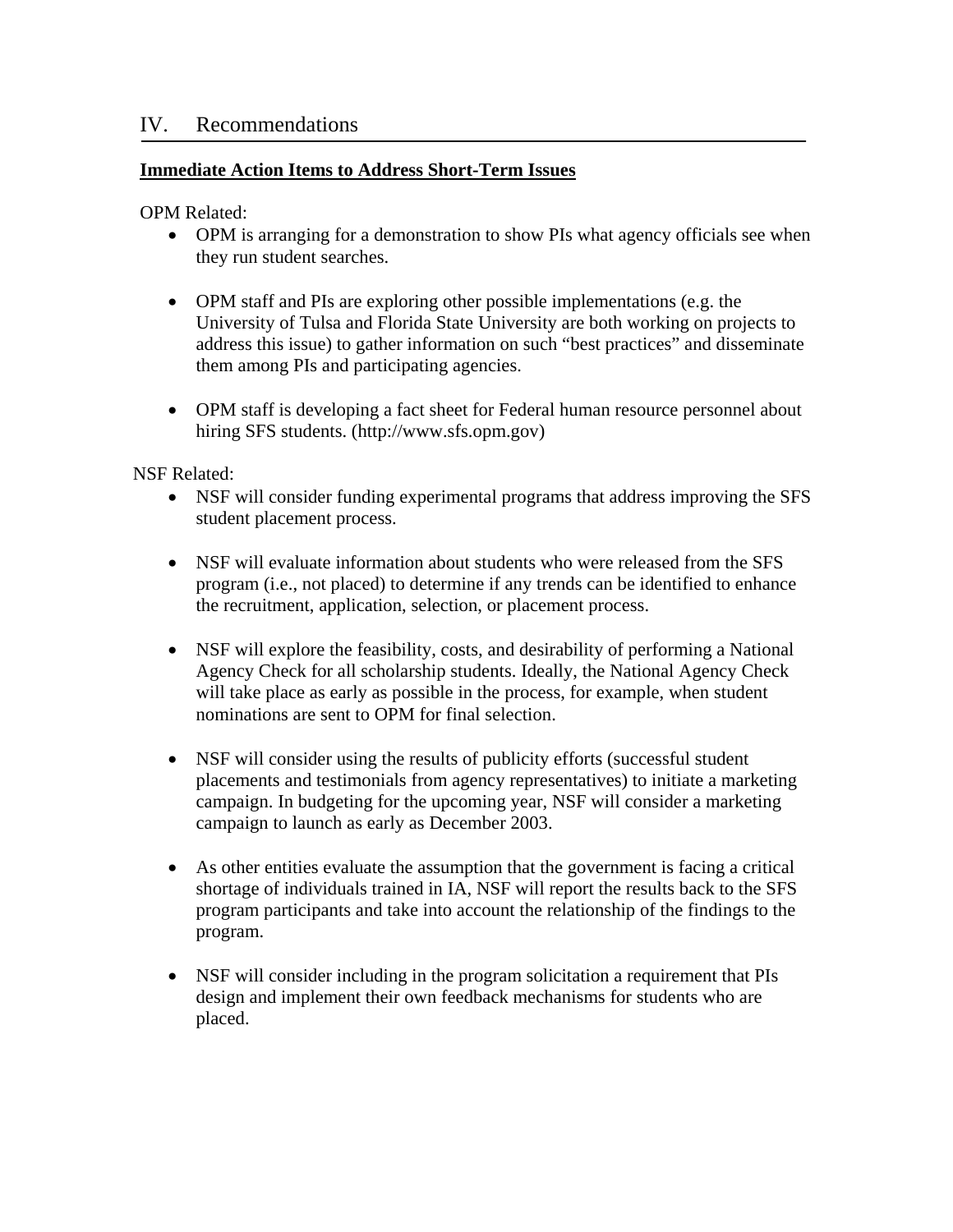## IV. Recommendations

**Immediate Action Items to Address Short-Term Issues**

OPM Related:

- OPM is arranging for a demonstration to show PIs what agency officials see when they run student searches.

- OPM staff and PIs are exploring other possible implementations (e.g. the University of Tulsa and Florida State University are both working on projects to address this issue) to gather information on such "best practices" and disseminate them among PIs and participating agencies.

- OPM staff is developing a fact sheet for Federal human resource personnel about hiring SFS students. (http://www.sfs.opm.gov)

NSF Related:

- NSF will consider funding experimental programs that address improving the SFS student placement process.

- NSF will evaluate information about students who were released from the SFS program (i.e., not placed) to determine if any trends can be identified to enhance the recruitment, application, selection, or placement process.

- NSF will explore the feasibility, costs, and desirability of performing a National Agency Check for all scholarship students. Ideally, the National Agency Check will take place as early as possible in the process, for example, when student nominations are sent to OPM for final selection.

- NSF will consider using the results of publicity efforts (successful student placements and testimonials from agency representatives) to initiate a marketing campaign. In budgeting for the upcoming year, NSF will consider a marketing campaign to launch as early as December 2003.

- As other entities evaluate the assumption that the government is facing a critical shortage of individuals trained in IA, NSF will report the results back to the SFS program participants and take into account the relationship of the findings to the program.

- NSF will consider including in the program solicitation a requirement that PIs design and implement their own feedback mechanisms for students who are placed.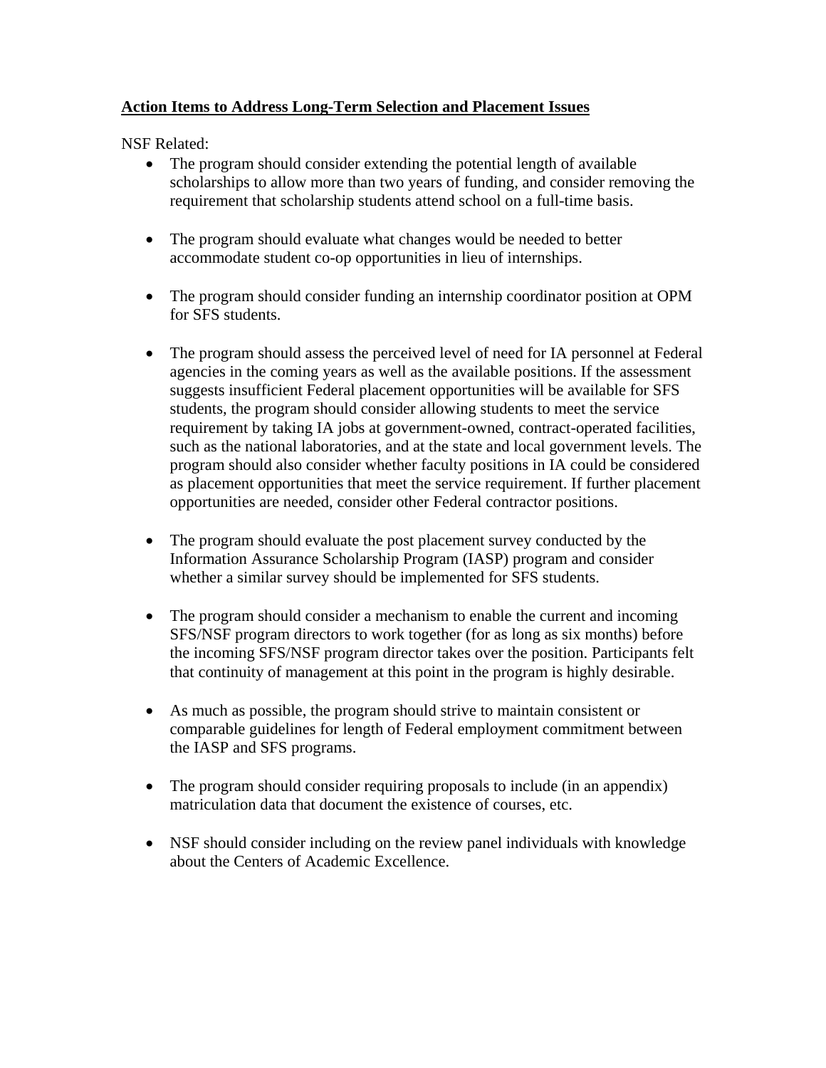**Action Items to Address Long-Term Selection and Placement Issues**

NSF Related:

- The program should consider extending the potential length of available scholarships to allow more than two years of funding, and consider removing the requirement that scholarship students attend school on a full-time basis.

- The program should evaluate what changes would be needed to better accommodate student co-op opportunities in lieu of internships.

- The program should consider funding an internship coordinator position at OPM for SFS students.

- The program should assess the perceived level of need for IA personnel at Federal agencies in the coming years as well as the available positions. If the assessment suggests insufficient Federal placement opportunities will be available for SFS students, the program should consider allowing students to meet the service requirement by taking IA jobs at government-owned, contract-operated facilities, such as the national laboratories, and at the state and local government levels. The program should also consider whether faculty positions in IA could be considered as placement opportunities that meet the service requirement. If further placement opportunities are needed, consider other Federal contractor positions.

- The program should evaluate the post placement survey conducted by the Information Assurance Scholarship Program (IASP) program and consider whether a similar survey should be implemented for SFS students.

- The program should consider a mechanism to enable the current and incoming SFS/NSF program directors to work together (for as long as six months) before the incoming SFS/NSF program director takes over the position. Participants felt that continuity of management at this point in the program is highly desirable.

- As much as possible, the program should strive to maintain consistent or comparable guidelines for length of Federal employment commitment between the IASP and SFS programs.

- The program should consider requiring proposals to include (in an appendix) matriculation data that document the existence of courses, etc.

- NSF should consider including on the review panel individuals with knowledge about the Centers of Academic Excellence.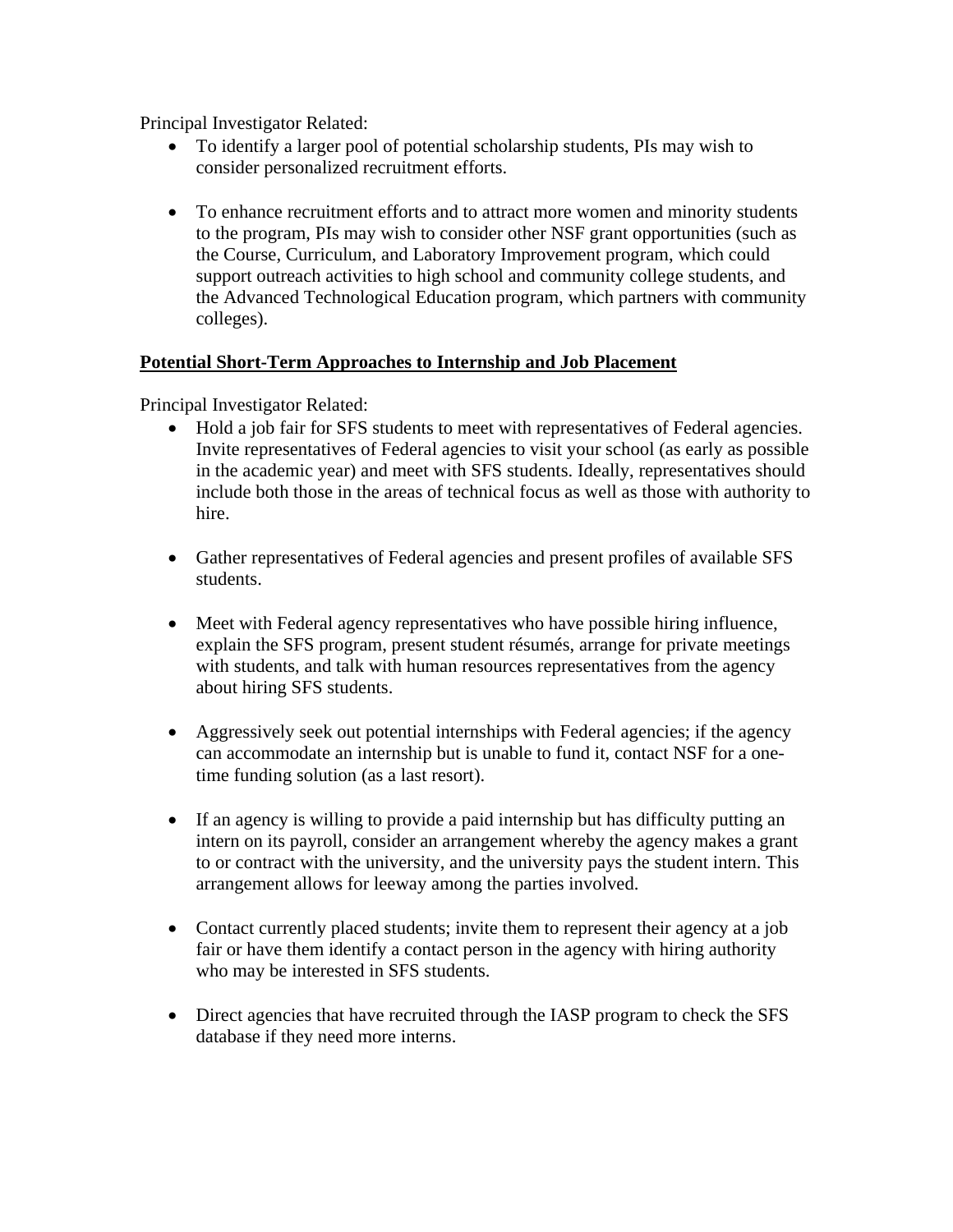Principal Investigator Related:

- To identify a larger pool of potential scholarship students, PIs may wish to consider personalized recruitment efforts.

- To enhance recruitment efforts and to attract more women and minority students to the program, PIs may wish to consider other NSF grant opportunities (such as the Course, Curriculum, and Laboratory Improvement program, which could support outreach activities to high school and community college students, and the Advanced Technological Education program, which partners with community colleges).

**Potential Short-Term Approaches to Internship and Job Placement**

Principal Investigator Related:

- Hold a job fair for SFS students to meet with representatives of Federal agencies. Invite representatives of Federal agencies to visit your school (as early as possible in the academic year) and meet with SFS students. Ideally, representatives should include both those in the areas of technical focus as well as those with authority to hire.

- Gather representatives of Federal agencies and present profiles of available SFS students.

- Meet with Federal agency representatives who have possible hiring influence, explain the SFS program, present student résumés, arrange for private meetings with students, and talk with human resources representatives from the agency about hiring SFS students.

- Aggressively seek out potential internships with Federal agencies; if the agency can accommodate an internship but is unable to fund it, contact NSF for a one-time funding solution (as a last resort).

- If an agency is willing to provide a paid internship but has difficulty putting an intern on its payroll, consider an arrangement whereby the agency makes a grant to or contract with the university, and the university pays the student intern. This arrangement allows for leeway among the parties involved.

- Contact currently placed students; invite them to represent their agency at a job fair or have them identify a contact person in the agency with hiring authority who may be interested in SFS students.

- Direct agencies that have recruited through the IASP program to check the SFS database if they need more interns.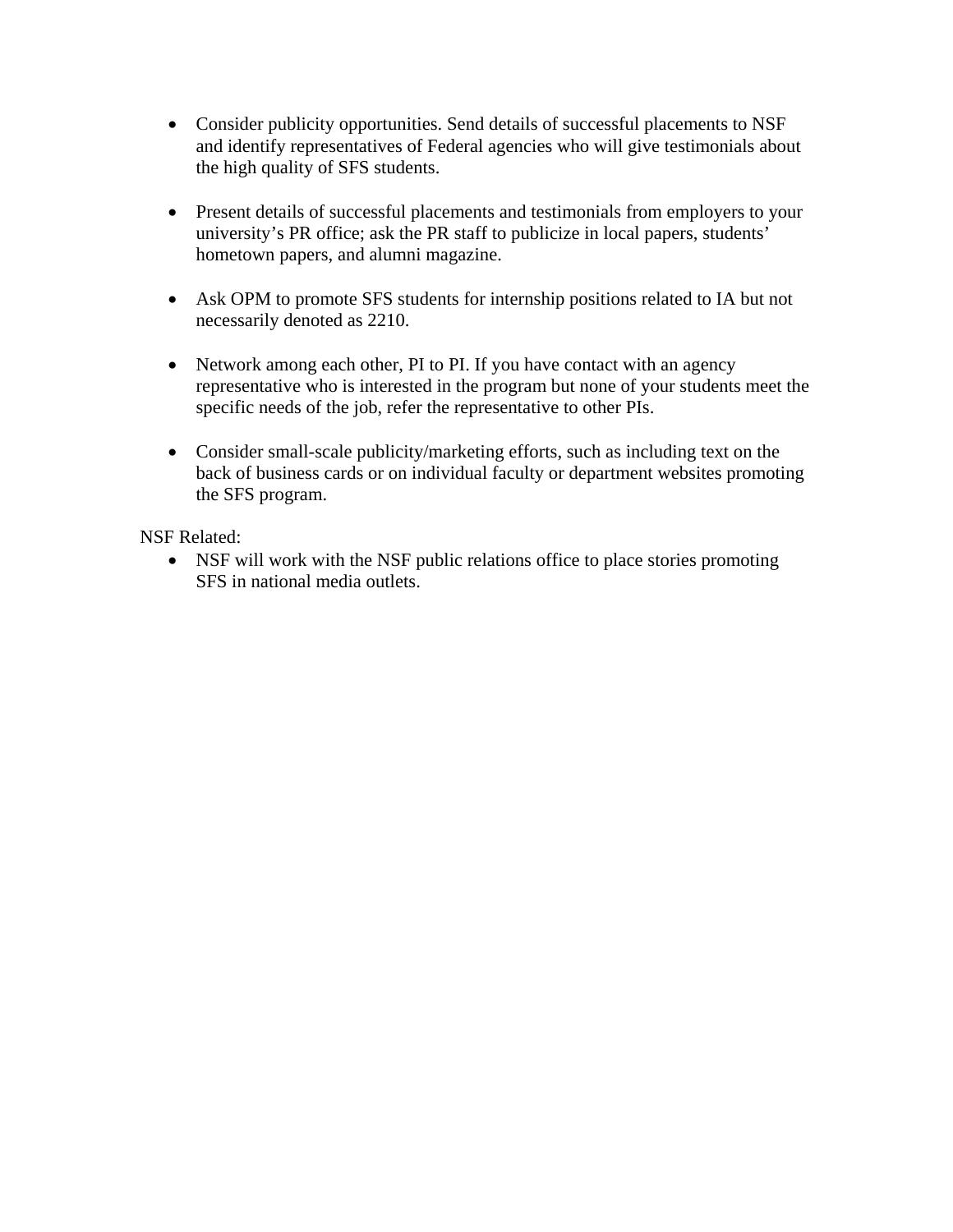- Consider publicity opportunities. Send details of successful placements to NSF and identify representatives of Federal agencies who will give testimonials about the high quality of SFS students.

- Present details of successful placements and testimonials from employers to your university's PR office; ask the PR staff to publicize in local papers, students' hometown papers, and alumni magazine.

- Ask OPM to promote SFS students for internship positions related to IA but not necessarily denoted as 2210.

- Network among each other, PI to PI. If you have contact with an agency representative who is interested in the program but none of your students meet the specific needs of the job, refer the representative to other PIs.

- Consider small-scale publicity/marketing efforts, such as including text on the back of business cards or on individual faculty or department websites promoting the SFS program.

NSF Related:

- NSF will work with the NSF public relations office to place stories promoting SFS in national media outlets.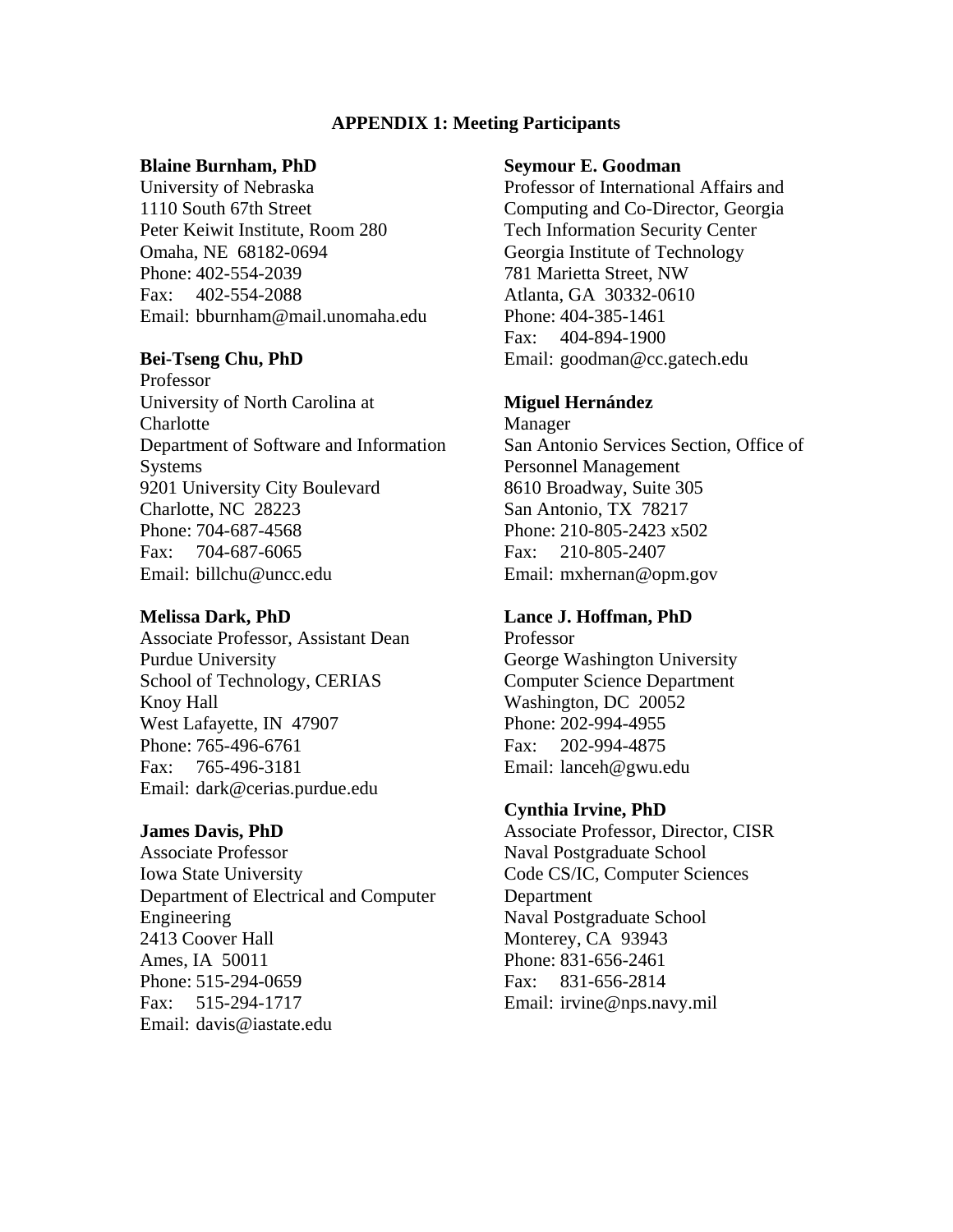## APPENDIX 1: Meeting Participants

**Blaine Burnham, PhD**
University of Nebraska
1110 South 67th Street
Peter Keiwit Institute, Room 280
Omaha, NE 68182-0694
Phone: 402-554-2039
Fax: 402-554-2088
Email: bburnham@mail.unomaha.edu

**Bei-Tseng Chu, PhD**
Professor
University of North Carolina at Charlotte
Department of Software and Information Systems
9201 University City Boulevard
Charlotte, NC 28223
Phone: 704-687-4568
Fax: 704-687-6065
Email: billchu@uncc.edu

**Melissa Dark, PhD**
Associate Professor, Assistant Dean
Purdue University
School of Technology, CERIAS
Knoy Hall
West Lafayette, IN 47907
Phone: 765-496-6761
Fax: 765-496-3181
Email: dark@cerias.purdue.edu

**James Davis, PhD**
Associate Professor
Iowa State University
Department of Electrical and Computer Engineering
2413 Coover Hall
Ames, IA 50011
Phone: 515-294-0659
Fax: 515-294-1717
Email: davis@iastate.edu

**Seymour E. Goodman**
Professor of International Affairs and Computing and Co-Director, Georgia Tech Information Security Center
Georgia Institute of Technology
781 Marietta Street, NW
Atlanta, GA 30332-0610
Phone: 404-385-1461
Fax: 404-894-1900
Email: goodman@cc.gatech.edu

**Miguel Hernández**
Manager
San Antonio Services Section, Office of Personnel Management
8610 Broadway, Suite 305
San Antonio, TX 78217
Phone: 210-805-2423 x502
Fax: 210-805-2407
Email: mxhernan@opm.gov

**Lance J. Hoffman, PhD**
Professor
George Washington University
Computer Science Department
Washington, DC 20052
Phone: 202-994-4955
Fax: 202-994-4875
Email: lanceh@gwu.edu

**Cynthia Irvine, PhD**
Associate Professor, Director, CISR
Naval Postgraduate School
Code CS/IC, Computer Sciences Department
Naval Postgraduate School
Monterey, CA 93943
Phone: 831-656-2461
Fax: 831-656-2814
Email: irvine@nps.navy.mil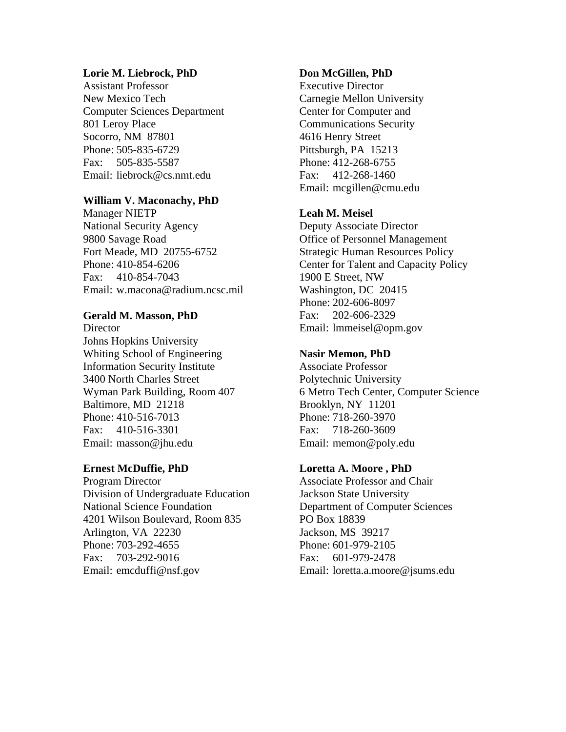**Lorie M. Liebrock, PhD**
Assistant Professor
New Mexico Tech
Computer Sciences Department
801 Leroy Place
Socorro, NM 87801
Phone: 505-835-6729
Fax: 505-835-5587
Email: liebrock@cs.nmt.edu

**William V. Maconachy, PhD**
Manager NIETP
National Security Agency
9800 Savage Road
Fort Meade, MD 20755-6752
Phone: 410-854-6206
Fax: 410-854-7043
Email: w.macona@radium.ncsc.mil

**Gerald M. Masson, PhD**
Director
Johns Hopkins University
Whiting School of Engineering
Information Security Institute
3400 North Charles Street
Wyman Park Building, Room 407
Baltimore, MD 21218
Phone: 410-516-7013
Fax: 410-516-3301
Email: masson@jhu.edu

**Ernest McDuffie, PhD**
Program Director
Division of Undergraduate Education
National Science Foundation
4201 Wilson Boulevard, Room 835
Arlington, VA 22230
Phone: 703-292-4655
Fax: 703-292-9016
Email: emcduffi@nsf.gov

**Don McGillen, PhD**
Executive Director
Carnegie Mellon University
Center for Computer and
Communications Security
4616 Henry Street
Pittsburgh, PA 15213
Phone: 412-268-6755
Fax: 412-268-1460
Email: mcgillen@cmu.edu

**Leah M. Meisel**
Deputy Associate Director
Office of Personnel Management
Strategic Human Resources Policy
Center for Talent and Capacity Policy
1900 E Street, NW
Washington, DC 20415
Phone: 202-606-8097
Fax: 202-606-2329
Email: lmmeisel@opm.gov

**Nasir Memon, PhD**
Associate Professor
Polytechnic University
6 Metro Tech Center, Computer Science
Brooklyn, NY 11201
Phone: 718-260-3970
Fax: 718-260-3609
Email: memon@poly.edu

**Loretta A. Moore , PhD**
Associate Professor and Chair
Jackson State University
Department of Computer Sciences
PO Box 18839
Jackson, MS 39217
Phone: 601-979-2105
Fax: 601-979-2478
Email: loretta.a.moore@jsums.edu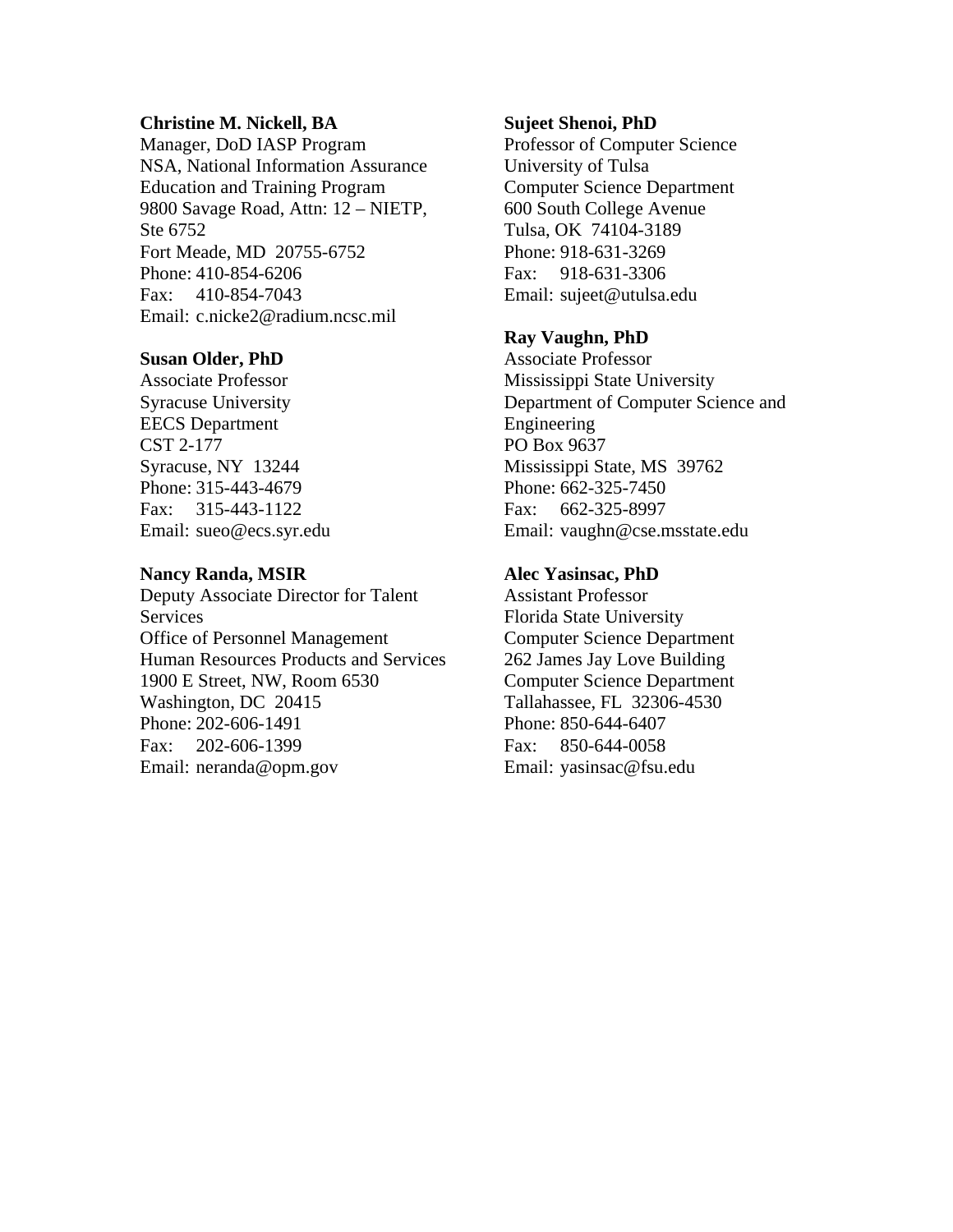**Christine M. Nickell, BA**
Manager, DoD IASP Program
NSA, National Information Assurance Education and Training Program
9800 Savage Road, Attn: 12 – NIETP, Ste 6752
Fort Meade, MD 20755-6752
Phone: 410-854-6206
Fax: 410-854-7043
Email: c.nicke2@radium.ncsc.mil

**Susan Older, PhD**
Associate Professor
Syracuse University
EECS Department
CST 2-177
Syracuse, NY 13244
Phone: 315-443-4679
Fax: 315-443-1122
Email: sueo@ecs.syr.edu

**Nancy Randa, MSIR**
Deputy Associate Director for Talent Services
Office of Personnel Management
Human Resources Products and Services
1900 E Street, NW, Room 6530
Washington, DC 20415
Phone: 202-606-1491
Fax: 202-606-1399
Email: neranda@opm.gov

**Sujeet Shenoi, PhD**
Professor of Computer Science
University of Tulsa
Computer Science Department
600 South College Avenue
Tulsa, OK 74104-3189
Phone: 918-631-3269
Fax: 918-631-3306
Email: sujeet@utulsa.edu

**Ray Vaughn, PhD**
Associate Professor
Mississippi State University
Department of Computer Science and Engineering
PO Box 9637
Mississippi State, MS 39762
Phone: 662-325-7450
Fax: 662-325-8997
Email: vaughn@cse.msstate.edu

**Alec Yasinsac, PhD**
Assistant Professor
Florida State University
Computer Science Department
262 James Jay Love Building
Computer Science Department
Tallahassee, FL 32306-4530
Phone: 850-644-6407
Fax: 850-644-0058
Email: yasinsac@fsu.edu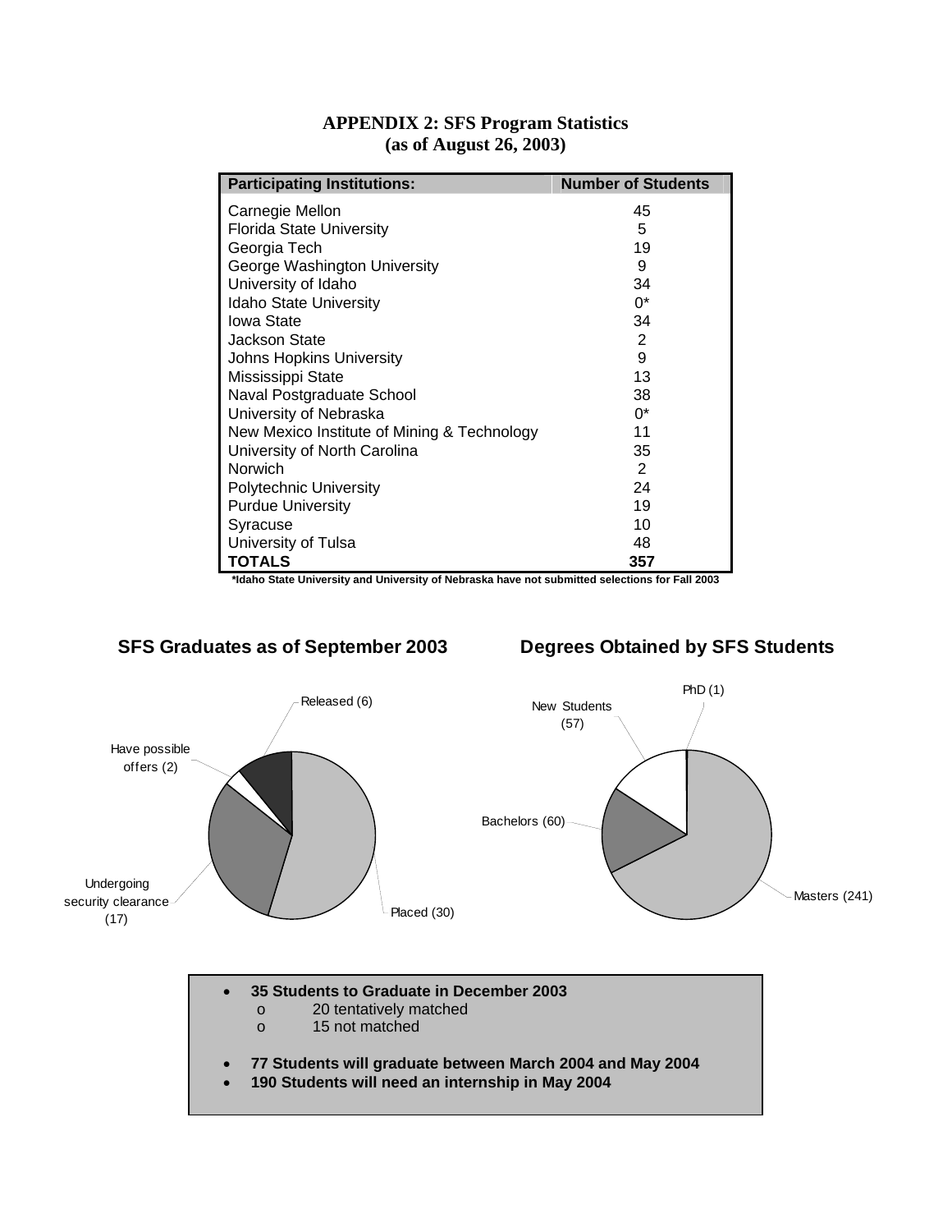**APPENDIX 2: SFS Program Statistics**
**(as of August 26, 2003)**

| Participating Institutions: | Number of Students |
|---|---|
| Carnegie Mellon | 45 |
| Florida State University | 5 |
| Georgia Tech | 19 |
| George Washington University | 9 |
| University of Idaho | 34 |
| Idaho State University | 0* |
| Iowa State | 34 |
| Jackson State | 2 |
| Johns Hopkins University | 9 |
| Mississippi State | 13 |
| Naval Postgraduate School | 38 |
| University of Nebraska | 0* |
| New Mexico Institute of Mining & Technology | 11 |
| University of North Carolina | 35 |
| Norwich | 2 |
| Polytechnic University | 24 |
| Purdue University | 19 |
| Syracuse | 10 |
| University of Tulsa | 48 |
| **TOTALS** | **357** |

***Idaho State University and University of Nebraska have not submitted selections for Fall 2003**

**SFS Graduates as of September 2003**

Released (6)
Have possible offers (2)
Undergoing security clearance (17)
Placed (30)

**Degrees Obtained by SFS Students**

PhD (1)
New Students (57)
Bachelors (60)
Masters (241)

- **35 Students to Graduate in December 2003**
  - 20 tentatively matched
  - 15 not matched
- **77 Students will graduate between March 2004 and May 2004**
- **190 Students will need an internship in May 2004**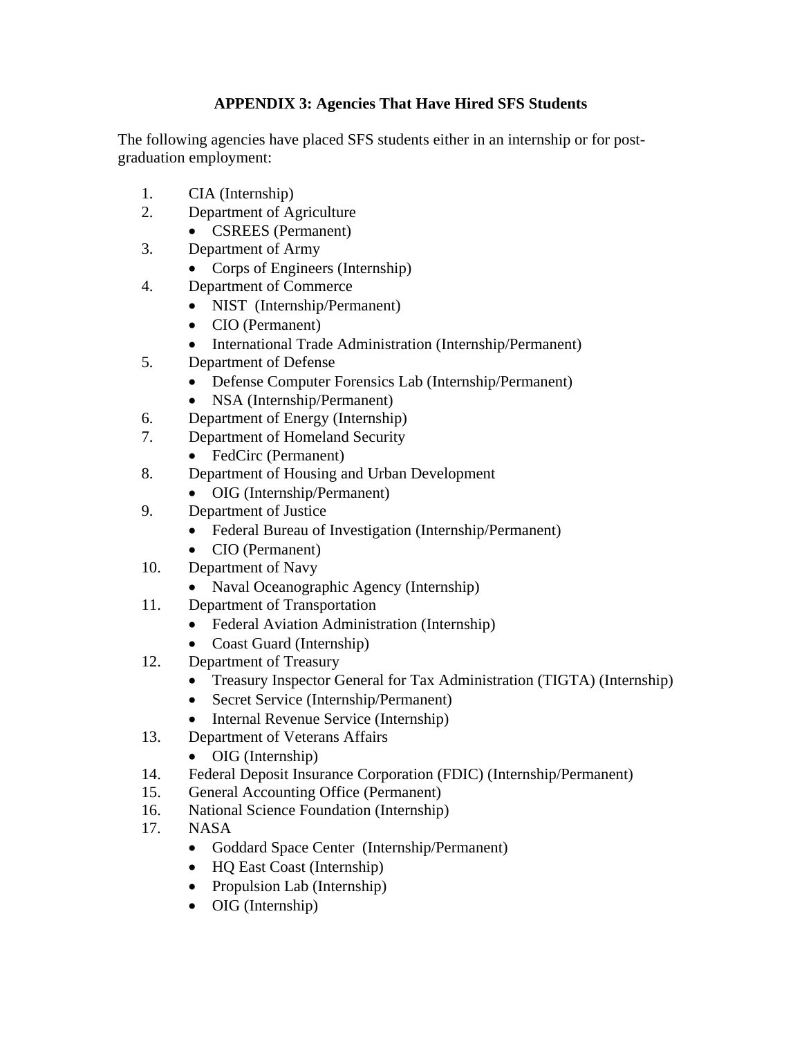### APPENDIX 3: Agencies That Have Hired SFS Students

The following agencies have placed SFS students either in an internship or for post-graduation employment:

1. CIA (Internship)
2. Department of Agriculture
   - CSREES (Permanent)
3. Department of Army
   - Corps of Engineers (Internship)
4. Department of Commerce
   - NIST (Internship/Permanent)
   - CIO (Permanent)
   - International Trade Administration (Internship/Permanent)
5. Department of Defense
   - Defense Computer Forensics Lab (Internship/Permanent)
   - NSA (Internship/Permanent)
6. Department of Energy (Internship)
7. Department of Homeland Security
   - FedCirc (Permanent)
8. Department of Housing and Urban Development
   - OIG (Internship/Permanent)
9. Department of Justice
   - Federal Bureau of Investigation (Internship/Permanent)
   - CIO (Permanent)
10. Department of Navy
    - Naval Oceanographic Agency (Internship)
11. Department of Transportation
    - Federal Aviation Administration (Internship)
    - Coast Guard (Internship)
12. Department of Treasury
    - Treasury Inspector General for Tax Administration (TIGTA) (Internship)
    - Secret Service (Internship/Permanent)
    - Internal Revenue Service (Internship)
13. Department of Veterans Affairs
    - OIG (Internship)
14. Federal Deposit Insurance Corporation (FDIC) (Internship/Permanent)
15. General Accounting Office (Permanent)
16. National Science Foundation (Internship)
17. NASA
    - Goddard Space Center (Internship/Permanent)
    - HQ East Coast (Internship)
    - Propulsion Lab (Internship)
    - OIG (Internship)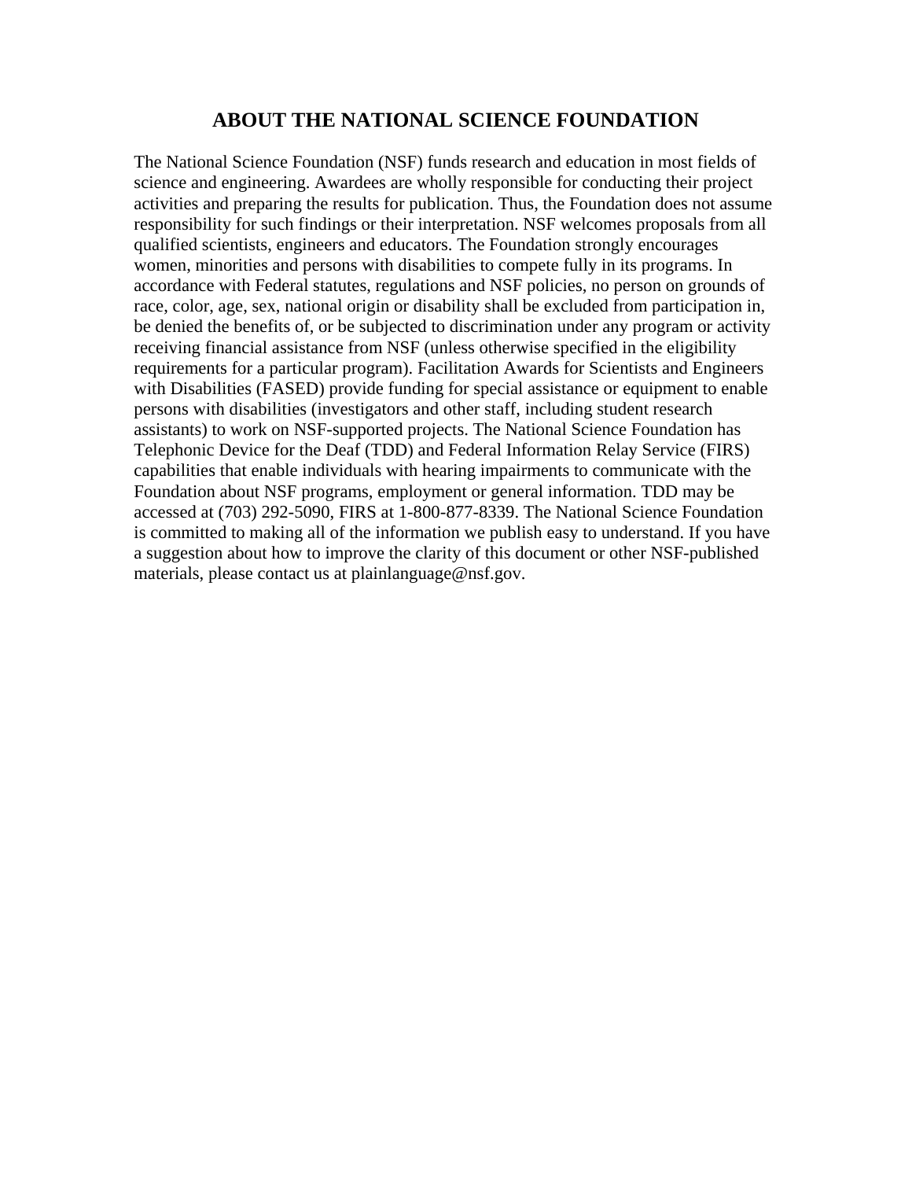# ABOUT THE NATIONAL SCIENCE FOUNDATION

The National Science Foundation (NSF) funds research and education in most fields of science and engineering. Awardees are wholly responsible for conducting their project activities and preparing the results for publication. Thus, the Foundation does not assume responsibility for such findings or their interpretation. NSF welcomes proposals from all qualified scientists, engineers and educators. The Foundation strongly encourages women, minorities and persons with disabilities to compete fully in its programs. In accordance with Federal statutes, regulations and NSF policies, no person on grounds of race, color, age, sex, national origin or disability shall be excluded from participation in, be denied the benefits of, or be subjected to discrimination under any program or activity receiving financial assistance from NSF (unless otherwise specified in the eligibility requirements for a particular program). Facilitation Awards for Scientists and Engineers with Disabilities (FASED) provide funding for special assistance or equipment to enable persons with disabilities (investigators and other staff, including student research assistants) to work on NSF-supported projects. The National Science Foundation has Telephonic Device for the Deaf (TDD) and Federal Information Relay Service (FIRS) capabilities that enable individuals with hearing impairments to communicate with the Foundation about NSF programs, employment or general information. TDD may be accessed at (703) 292-5090, FIRS at 1-800-877-8339. The National Science Foundation is committed to making all of the information we publish easy to understand. If you have a suggestion about how to improve the clarity of this document or other NSF-published materials, please contact us at plainlanguage@nsf.gov.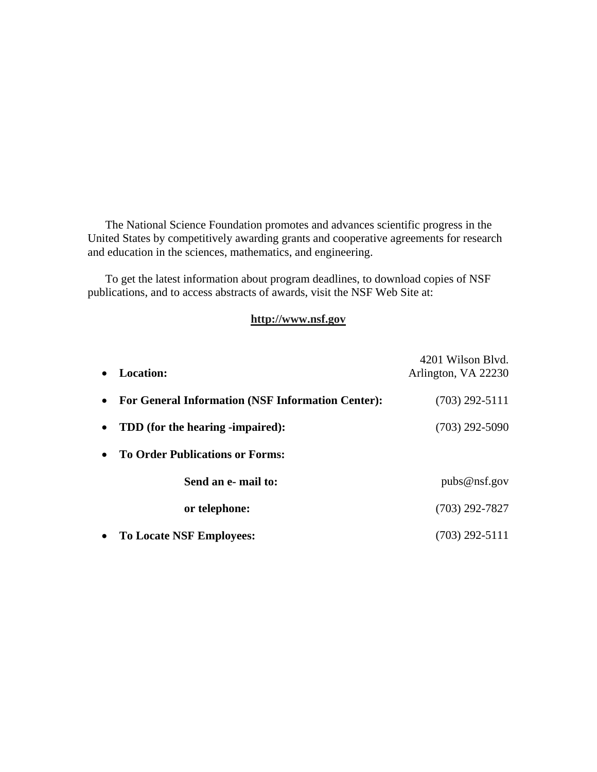The National Science Foundation promotes and advances scientific progress in the United States by competitively awarding grants and cooperative agreements for research and education in the sciences, mathematics, and engineering.

To get the latest information about program deadlines, to download copies of NSF publications, and to access abstracts of awards, visit the NSF Web Site at:

**http://www.nsf.gov**

- **Location:** 4201 Wilson Blvd. Arlington, VA 22230
- **For General Information (NSF Information Center):** (703) 292-5111
- **TDD (for the hearing -impaired):** (703) 292-5090
- **To Order Publications or Forms:**
  - **Send an e- mail to:** pubs@nsf.gov
  - **or telephone:** (703) 292-7827
- **To Locate NSF Employees:** (703) 292-5111